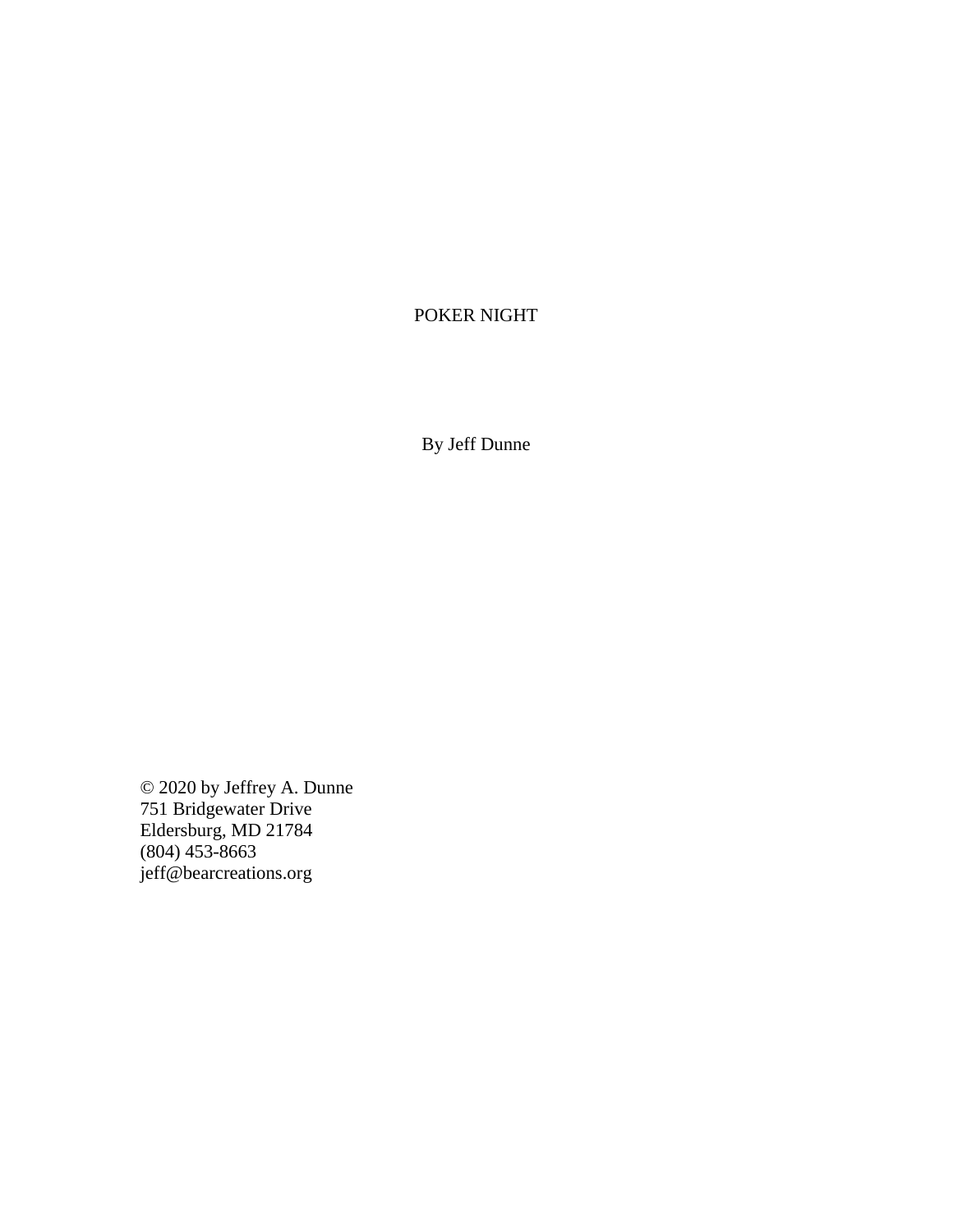# POKER NIGHT

By Jeff Dunne

© 2020 by Jeffrey A. Dunne
751 Bridgewater Drive
Eldersburg, MD 21784
(804) 453-8663
jeff@bearcreations.org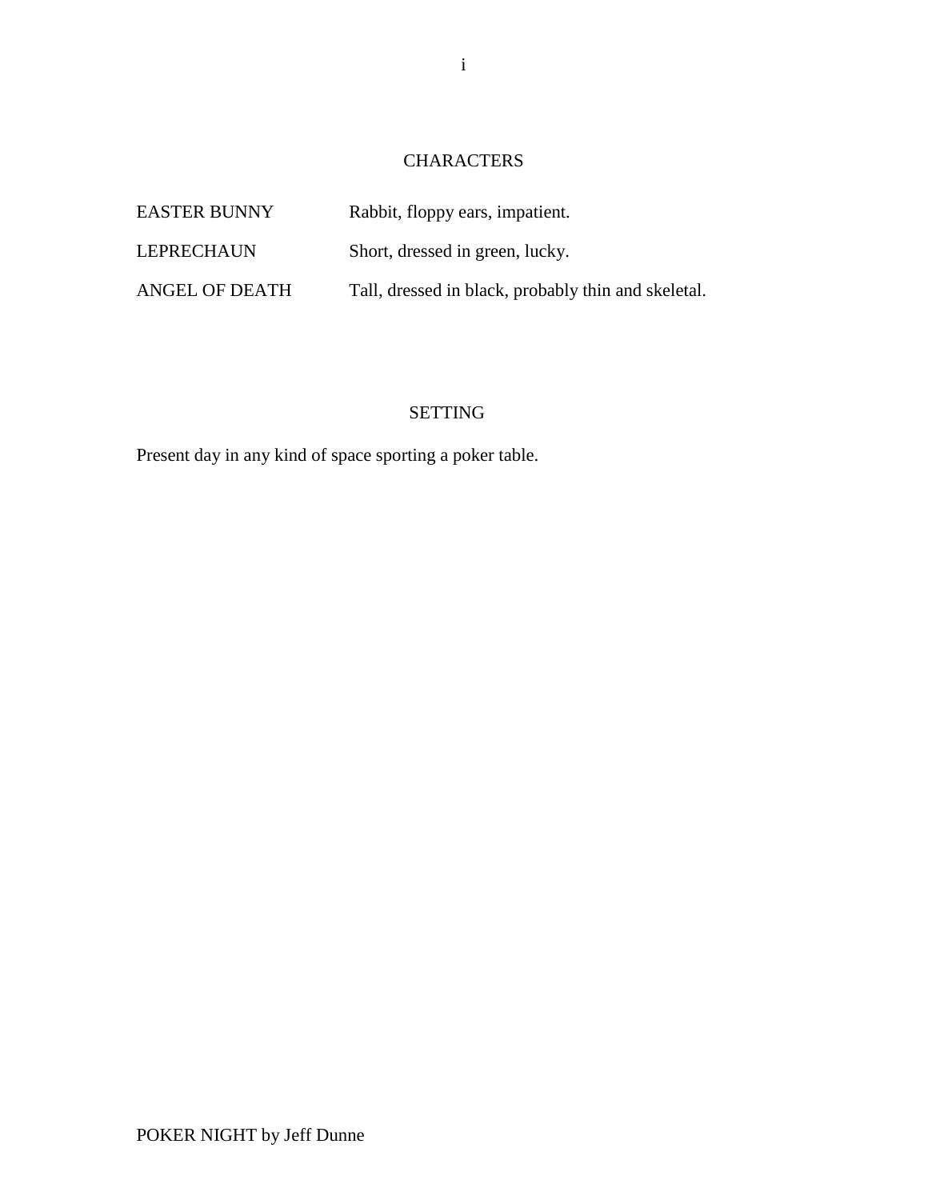## CHARACTERS

| | |
|---|---|
| EASTER BUNNY | Rabbit, floppy ears, impatient. |
| LEPRECHAUN | Short, dressed in green, lucky. |
| ANGEL OF DEATH | Tall, dressed in black, probably thin and skeletal. |

## SETTING

Present day in any kind of space sporting a poker table.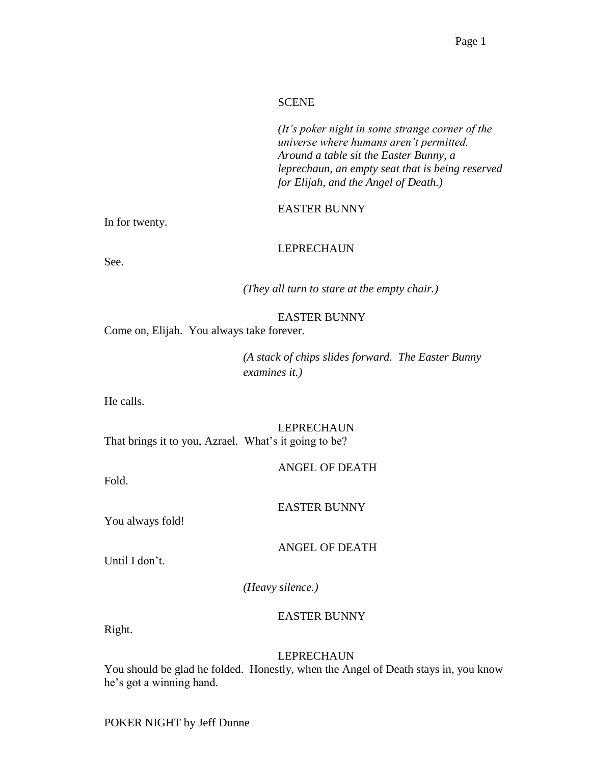SCENE

*(It's poker night in some strange corner of the universe where humans aren't permitted. Around a table sit the Easter Bunny, a leprechaun, an empty seat that is being reserved for Elijah, and the Angel of Death.)*

EASTER BUNNY

In for twenty.

LEPRECHAUN

See.

*(They all turn to stare at the empty chair.)*

EASTER BUNNY

Come on, Elijah. You always take forever.

*(A stack of chips slides forward. The Easter Bunny examines it.)*

He calls.

LEPRECHAUN

That brings it to you, Azrael. What's it going to be?

ANGEL OF DEATH

Fold.

EASTER BUNNY

You always fold!

ANGEL OF DEATH

Until I don't.

*(Heavy silence.)*

EASTER BUNNY

Right.

LEPRECHAUN

You should be glad he folded. Honestly, when the Angel of Death stays in, you know he's got a winning hand.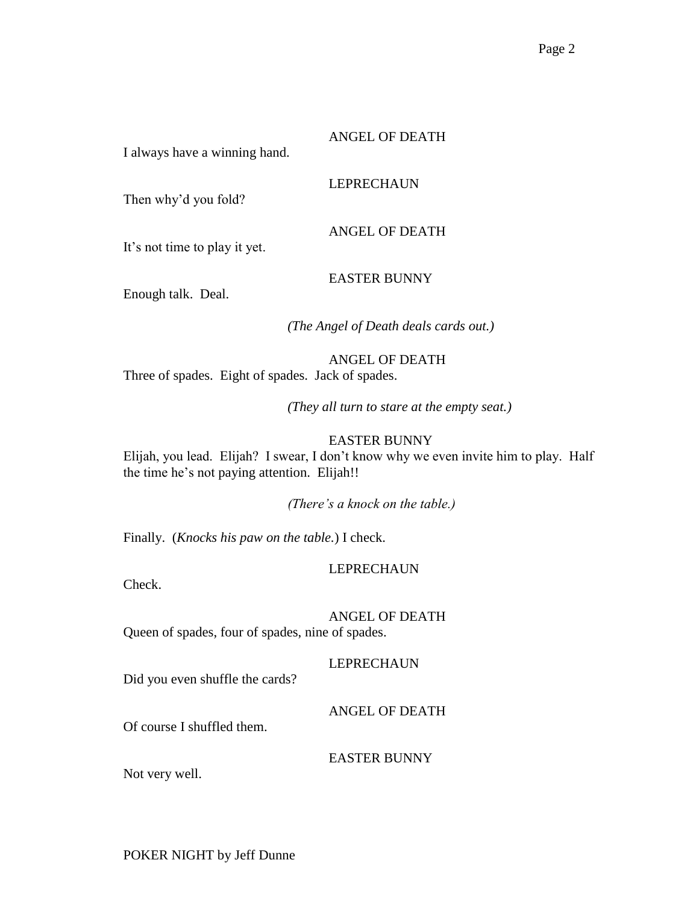ANGEL OF DEATH

I always have a winning hand.

LEPRECHAUN

Then why'd you fold?

ANGEL OF DEATH

It's not time to play it yet.

EASTER BUNNY

Enough talk. Deal.

*(The Angel of Death deals cards out.)*

ANGEL OF DEATH

Three of spades. Eight of spades. Jack of spades.

*(They all turn to stare at the empty seat.)*

EASTER BUNNY

Elijah, you lead. Elijah? I swear, I don't know why we even invite him to play. Half the time he's not paying attention. Elijah!!

*(There's a knock on the table.)*

Finally. (*Knocks his paw on the table.*) I check.

LEPRECHAUN

Check.

ANGEL OF DEATH

Queen of spades, four of spades, nine of spades.

LEPRECHAUN

Did you even shuffle the cards?

ANGEL OF DEATH

Of course I shuffled them.

EASTER BUNNY

Not very well.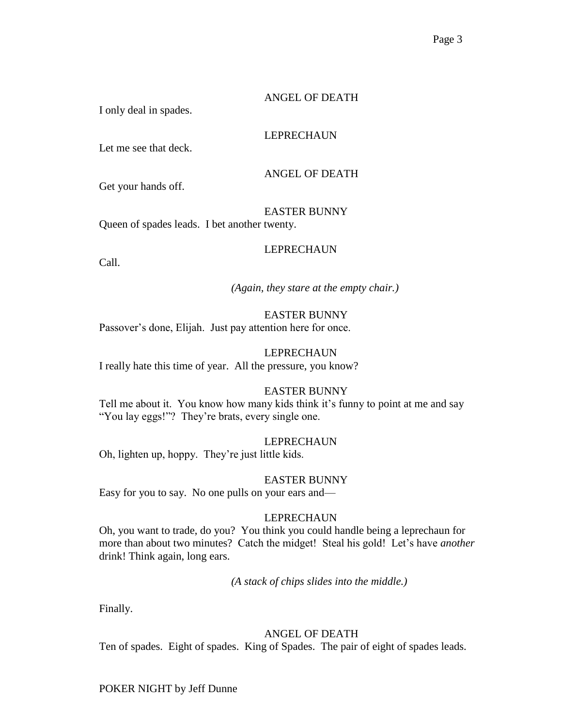ANGEL OF DEATH

I only deal in spades.

LEPRECHAUN

Let me see that deck.

ANGEL OF DEATH

Get your hands off.

EASTER BUNNY

Queen of spades leads. I bet another twenty.

LEPRECHAUN

Call.

*(Again, they stare at the empty chair.)*

EASTER BUNNY

Passover's done, Elijah. Just pay attention here for once.

LEPRECHAUN

I really hate this time of year. All the pressure, you know?

EASTER BUNNY

Tell me about it. You know how many kids think it's funny to point at me and say "You lay eggs!"? They're brats, every single one.

LEPRECHAUN

Oh, lighten up, hoppy. They're just little kids.

EASTER BUNNY

Easy for you to say. No one pulls on your ears and—

LEPRECHAUN

Oh, you want to trade, do you? You think you could handle being a leprechaun for more than about two minutes? Catch the midget! Steal his gold! Let's have *another* drink! Think again, long ears.

*(A stack of chips slides into the middle.)*

Finally.

ANGEL OF DEATH

Ten of spades. Eight of spades. King of Spades. The pair of eight of spades leads.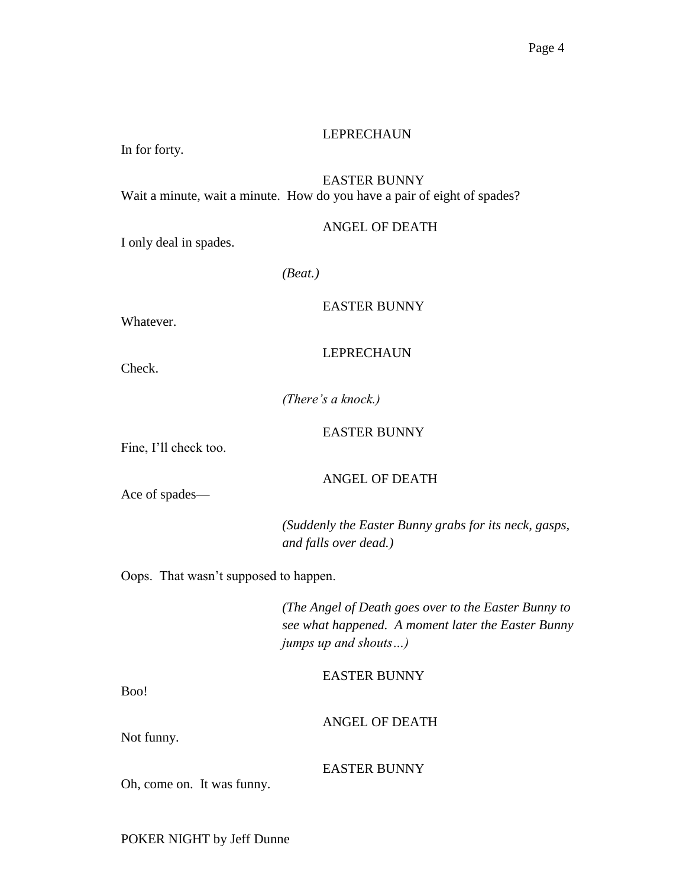LEPRECHAUN

In for forty.

EASTER BUNNY

Wait a minute, wait a minute. How do you have a pair of eight of spades?

ANGEL OF DEATH

I only deal in spades.

*(Beat.)*

EASTER BUNNY

Whatever.

LEPRECHAUN

Check.

*(There's a knock.)*

EASTER BUNNY

Fine, I'll check too.

ANGEL OF DEATH

Ace of spades—

*(Suddenly the Easter Bunny grabs for its neck, gasps, and falls over dead.)*

Oops. That wasn't supposed to happen.

*(The Angel of Death goes over to the Easter Bunny to see what happened. A moment later the Easter Bunny jumps up and shouts…)*

EASTER BUNNY

Boo!

ANGEL OF DEATH

Not funny.

EASTER BUNNY

Oh, come on. It was funny.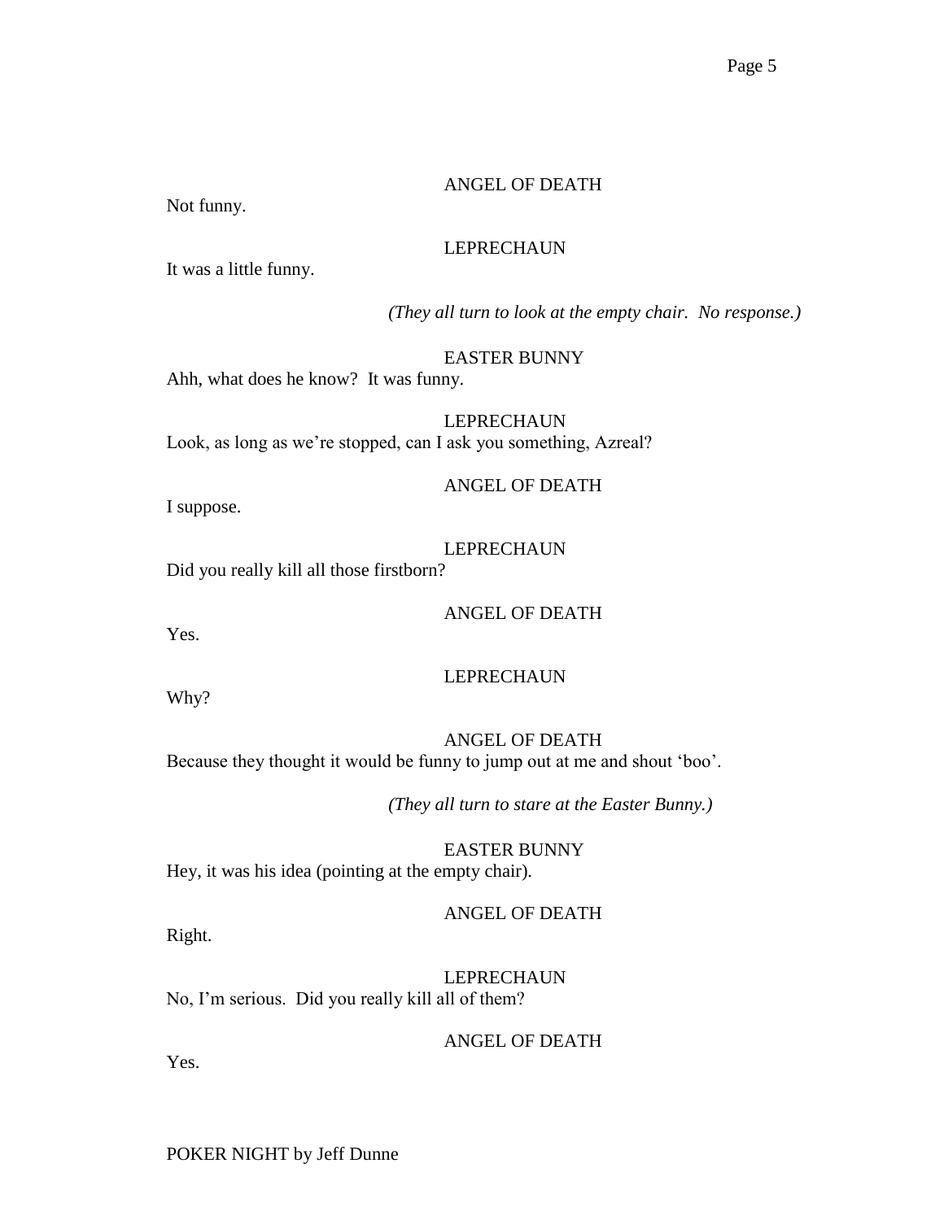ANGEL OF DEATH

Not funny.

LEPRECHAUN

It was a little funny.

*(They all turn to look at the empty chair. No response.)*

EASTER BUNNY

Ahh, what does he know? It was funny.

LEPRECHAUN

Look, as long as we're stopped, can I ask you something, Azreal?

ANGEL OF DEATH

I suppose.

LEPRECHAUN

Did you really kill all those firstborn?

ANGEL OF DEATH

Yes.

LEPRECHAUN

Why?

ANGEL OF DEATH

Because they thought it would be funny to jump out at me and shout 'boo'.

*(They all turn to stare at the Easter Bunny.)*

EASTER BUNNY

Hey, it was his idea (pointing at the empty chair).

ANGEL OF DEATH

Right.

LEPRECHAUN

No, I'm serious. Did you really kill all of them?

ANGEL OF DEATH

Yes.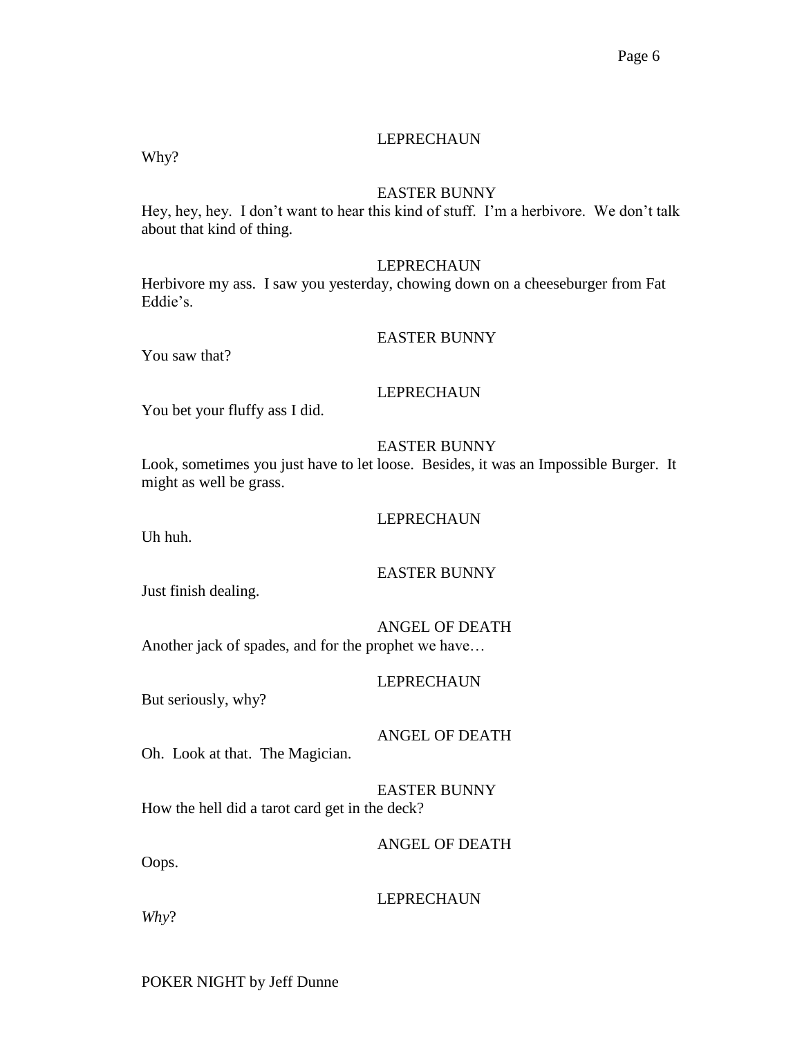LEPRECHAUN

Why?

EASTER BUNNY

Hey, hey, hey. I don't want to hear this kind of stuff. I'm a herbivore. We don't talk about that kind of thing.

LEPRECHAUN

Herbivore my ass. I saw you yesterday, chowing down on a cheeseburger from Fat Eddie's.

EASTER BUNNY

You saw that?

LEPRECHAUN

You bet your fluffy ass I did.

EASTER BUNNY

Look, sometimes you just have to let loose. Besides, it was an Impossible Burger. It might as well be grass.

LEPRECHAUN

Uh huh.

EASTER BUNNY

Just finish dealing.

ANGEL OF DEATH

Another jack of spades, and for the prophet we have…

LEPRECHAUN

But seriously, why?

ANGEL OF DEATH

Oh. Look at that. The Magician.

EASTER BUNNY

How the hell did a tarot card get in the deck?

ANGEL OF DEATH

Oops.

LEPRECHAUN

*Why*?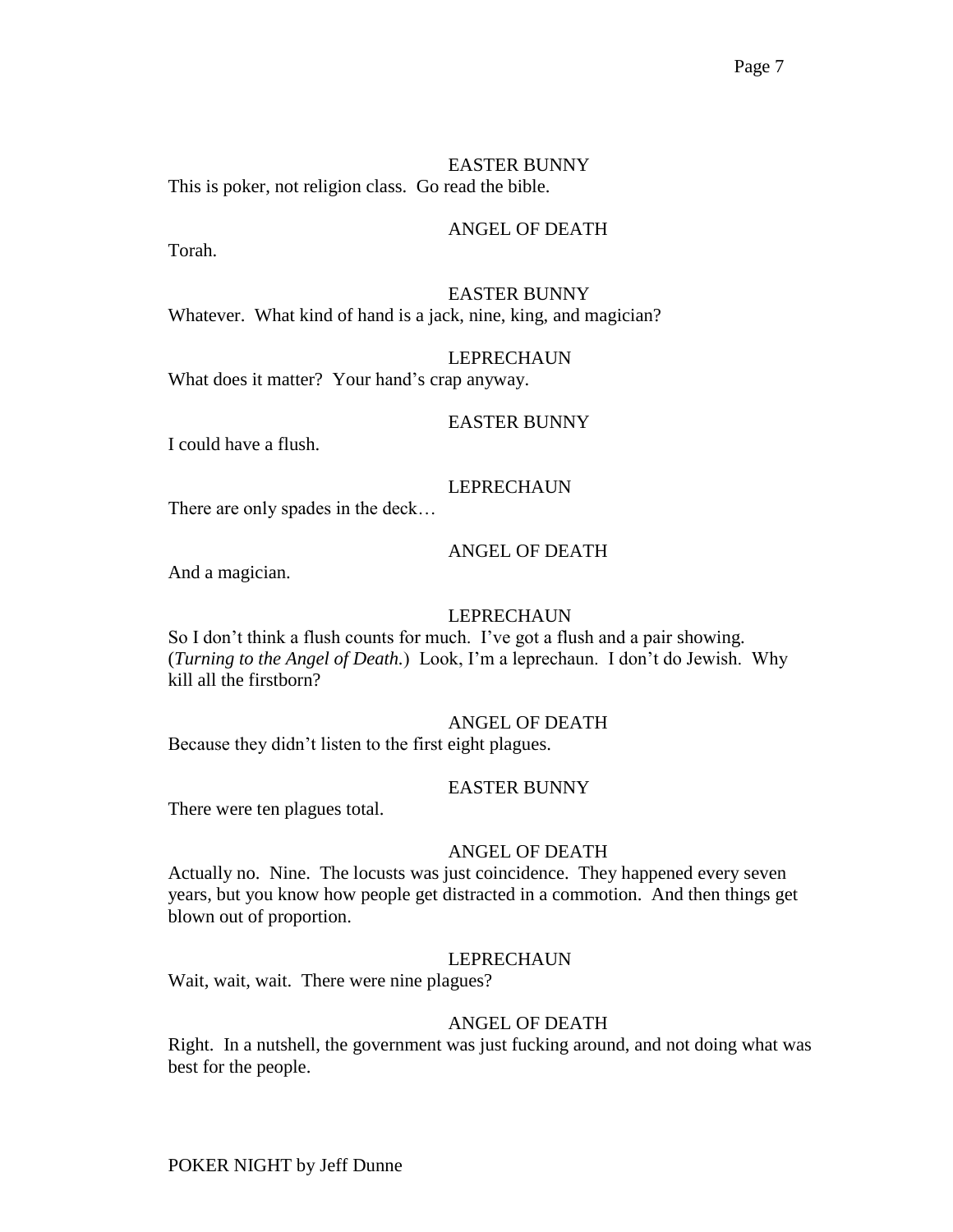EASTER BUNNY

This is poker, not religion class. Go read the bible.

ANGEL OF DEATH

Torah.

EASTER BUNNY

Whatever. What kind of hand is a jack, nine, king, and magician?

LEPRECHAUN

What does it matter? Your hand's crap anyway.

EASTER BUNNY

I could have a flush.

LEPRECHAUN

There are only spades in the deck…

ANGEL OF DEATH

And a magician.

LEPRECHAUN

So I don't think a flush counts for much. I've got a flush and a pair showing. (*Turning to the Angel of Death.*) Look, I'm a leprechaun. I don't do Jewish. Why kill all the firstborn?

ANGEL OF DEATH

Because they didn't listen to the first eight plagues.

EASTER BUNNY

There were ten plagues total.

ANGEL OF DEATH

Actually no. Nine. The locusts was just coincidence. They happened every seven years, but you know how people get distracted in a commotion. And then things get blown out of proportion.

LEPRECHAUN

Wait, wait, wait. There were nine plagues?

ANGEL OF DEATH

Right. In a nutshell, the government was just fucking around, and not doing what was best for the people.

POKER NIGHT by Jeff Dunne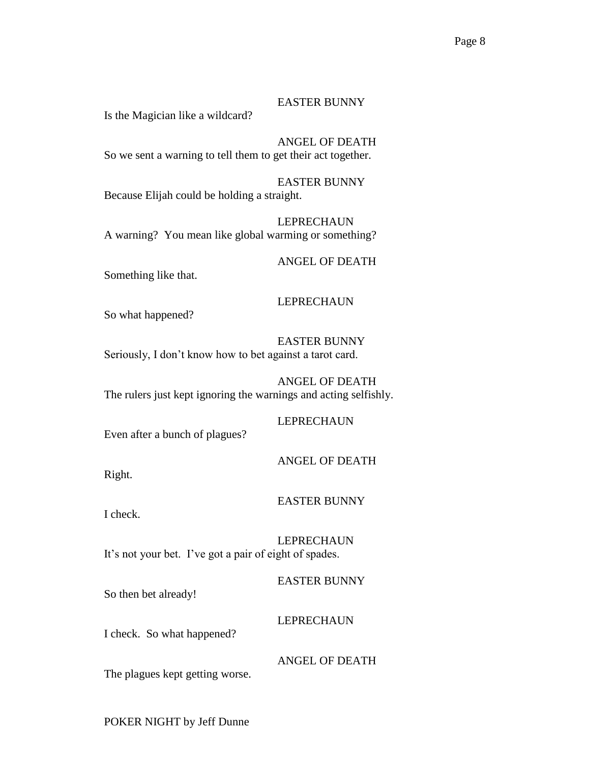EASTER BUNNY

Is the Magician like a wildcard?

ANGEL OF DEATH

So we sent a warning to tell them to get their act together.

EASTER BUNNY

Because Elijah could be holding a straight.

LEPRECHAUN

A warning? You mean like global warming or something?

ANGEL OF DEATH

Something like that.

LEPRECHAUN

So what happened?

EASTER BUNNY

Seriously, I don't know how to bet against a tarot card.

ANGEL OF DEATH

The rulers just kept ignoring the warnings and acting selfishly.

LEPRECHAUN

Even after a bunch of plagues?

ANGEL OF DEATH

Right.

EASTER BUNNY

I check.

LEPRECHAUN

It's not your bet. I've got a pair of eight of spades.

EASTER BUNNY

So then bet already!

LEPRECHAUN

I check. So what happened?

ANGEL OF DEATH

The plagues kept getting worse.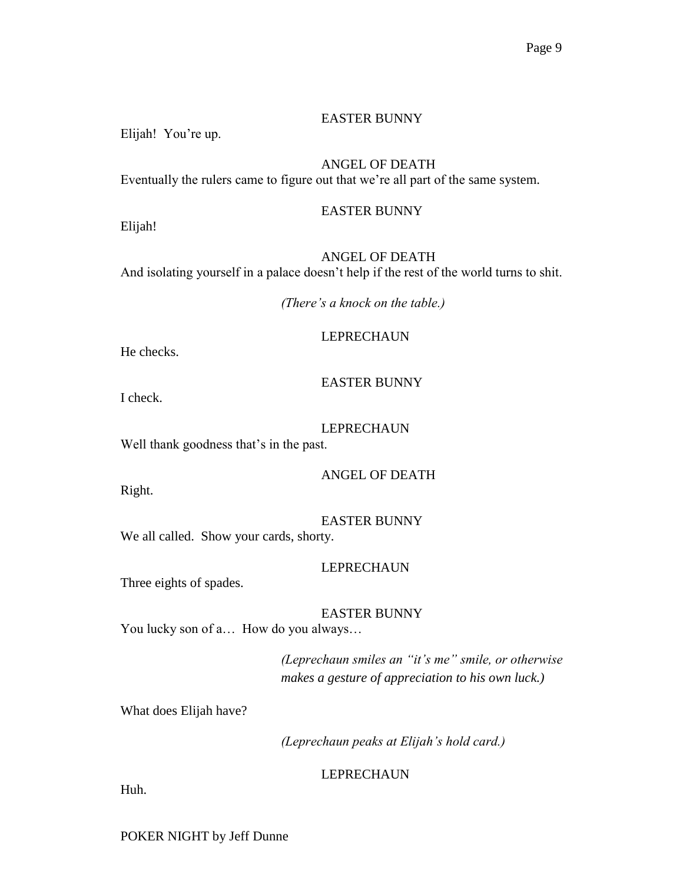EASTER BUNNY

Elijah! You're up.

ANGEL OF DEATH

Eventually the rulers came to figure out that we're all part of the same system.

EASTER BUNNY

Elijah!

ANGEL OF DEATH

And isolating yourself in a palace doesn't help if the rest of the world turns to shit.

*(There's a knock on the table.)*

LEPRECHAUN

He checks.

EASTER BUNNY

I check.

LEPRECHAUN

Well thank goodness that's in the past.

ANGEL OF DEATH

Right.

EASTER BUNNY

We all called. Show your cards, shorty.

LEPRECHAUN

Three eights of spades.

EASTER BUNNY

You lucky son of a… How do you always…

*(Leprechaun smiles an "it's me" smile, or otherwise makes a gesture of appreciation to his own luck.)*

What does Elijah have?

*(Leprechaun peaks at Elijah's hold card.)*

LEPRECHAUN

Huh.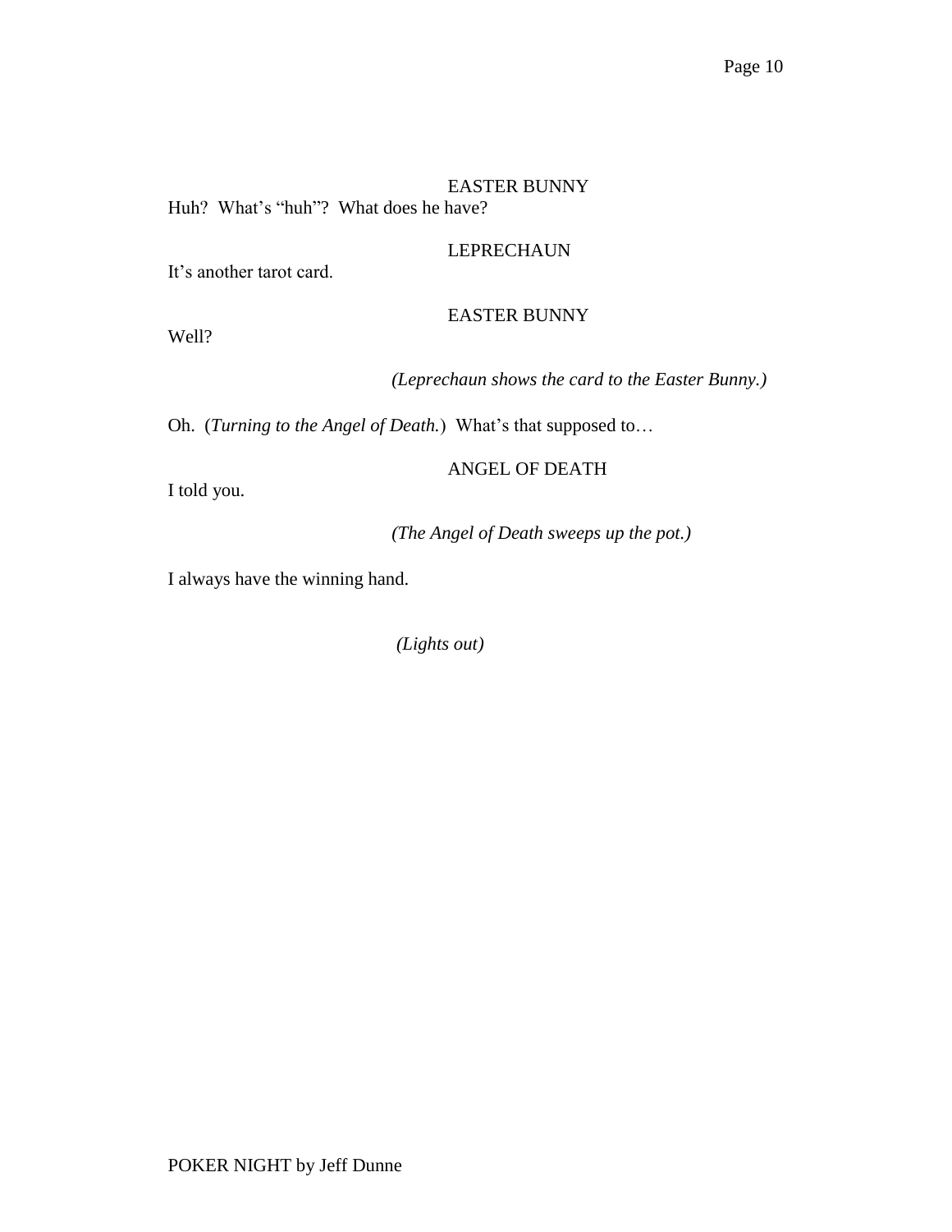EASTER BUNNY

Huh? What's "huh"? What does he have?

LEPRECHAUN

It's another tarot card.

EASTER BUNNY

Well?

*(Leprechaun shows the card to the Easter Bunny.)*

Oh. (*Turning to the Angel of Death.*) What's that supposed to…

ANGEL OF DEATH

I told you.

*(The Angel of Death sweeps up the pot.)*

I always have the winning hand.

*(Lights out)*